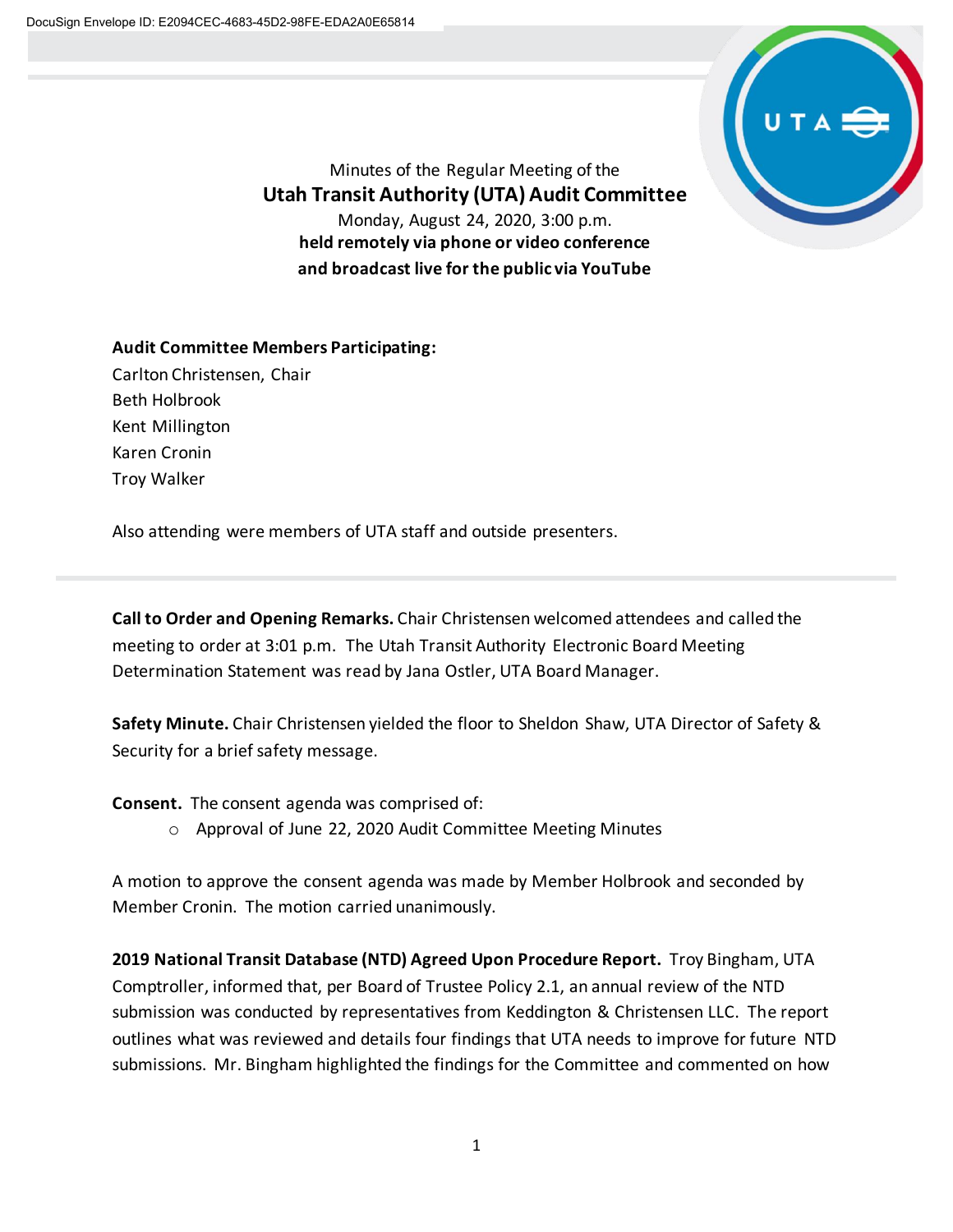Minutes of the Regular Meeting of the

# Utah Transit Authority (UTA) Audit Committee

Monday, August 24, 2020, 3:00 p.m.

**held remotely via phone or video conference and broadcast live for the public via YouTube**

**Audit Committee Members Participating:**

Carlton Christensen, Chair
Beth Holbrook
Kent Millington
Karen Cronin
Troy Walker

Also attending were members of UTA staff and outside presenters.

---

**Call to Order and Opening Remarks.** Chair Christensen welcomed attendees and called the meeting to order at 3:01 p.m. The Utah Transit Authority Electronic Board Meeting Determination Statement was read by Jana Ostler, UTA Board Manager.

**Safety Minute.** Chair Christensen yielded the floor to Sheldon Shaw, UTA Director of Safety & Security for a brief safety message.

**Consent.** The consent agenda was comprised of:

- Approval of June 22, 2020 Audit Committee Meeting Minutes

A motion to approve the consent agenda was made by Member Holbrook and seconded by Member Cronin. The motion carried unanimously.

**2019 National Transit Database (NTD) Agreed Upon Procedure Report.** Troy Bingham, UTA Comptroller, informed that, per Board of Trustee Policy 2.1, an annual review of the NTD submission was conducted by representatives from Keddington & Christensen LLC. The report outlines what was reviewed and details four findings that UTA needs to improve for future NTD submissions. Mr. Bingham highlighted the findings for the Committee and commented on how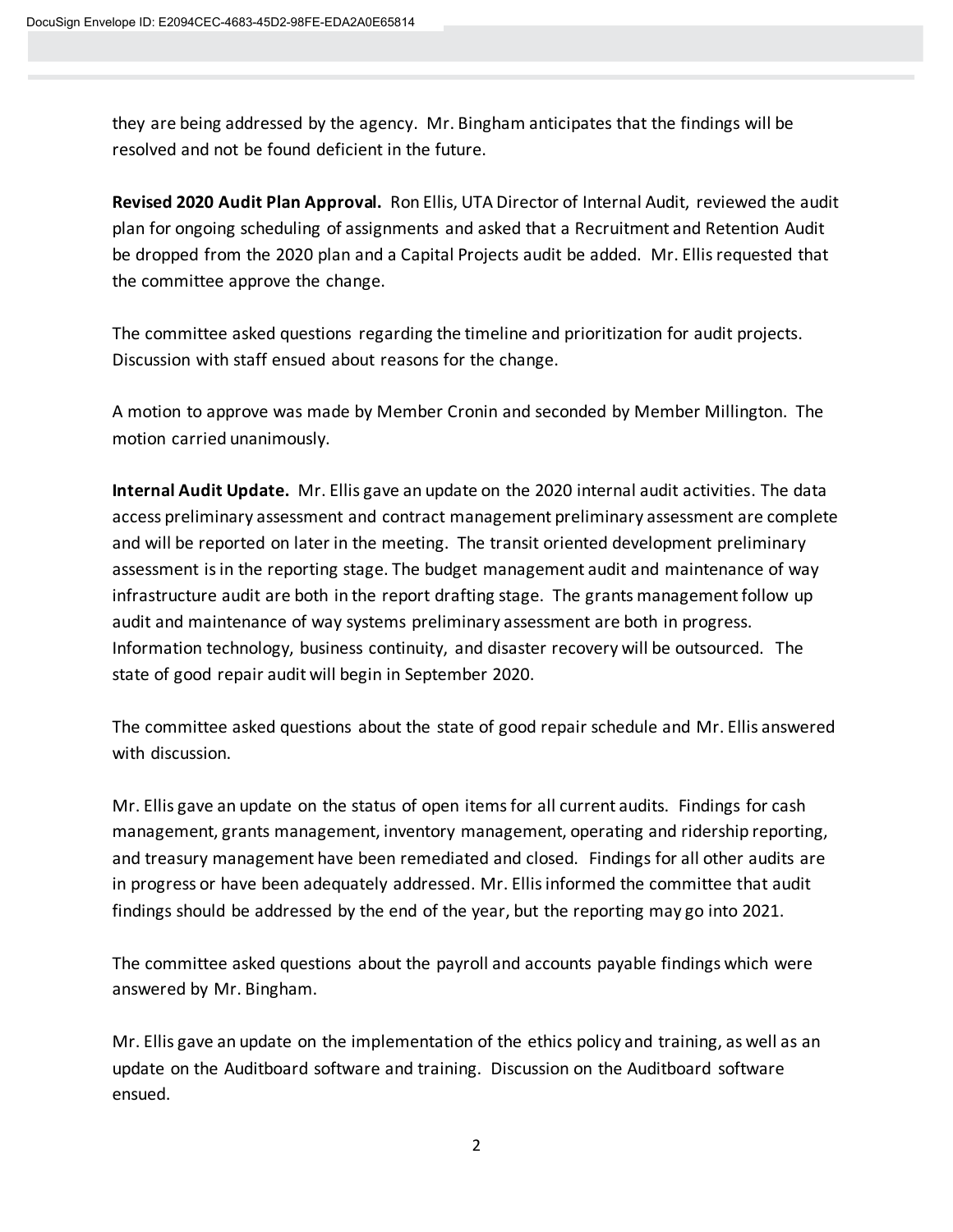they are being addressed by the agency. Mr. Bingham anticipates that the findings will be resolved and not be found deficient in the future.

**Revised 2020 Audit Plan Approval.** Ron Ellis, UTA Director of Internal Audit, reviewed the audit plan for ongoing scheduling of assignments and asked that a Recruitment and Retention Audit be dropped from the 2020 plan and a Capital Projects audit be added. Mr. Ellis requested that the committee approve the change.

The committee asked questions regarding the timeline and prioritization for audit projects. Discussion with staff ensued about reasons for the change.

A motion to approve was made by Member Cronin and seconded by Member Millington. The motion carried unanimously.

**Internal Audit Update.** Mr. Ellis gave an update on the 2020 internal audit activities. The data access preliminary assessment and contract management preliminary assessment are complete and will be reported on later in the meeting. The transit oriented development preliminary assessment is in the reporting stage. The budget management audit and maintenance of way infrastructure audit are both in the report drafting stage. The grants management follow up audit and maintenance of way systems preliminary assessment are both in progress. Information technology, business continuity, and disaster recovery will be outsourced. The state of good repair audit will begin in September 2020.

The committee asked questions about the state of good repair schedule and Mr. Ellis answered with discussion.

Mr. Ellis gave an update on the status of open items for all current audits. Findings for cash management, grants management, inventory management, operating and ridership reporting, and treasury management have been remediated and closed. Findings for all other audits are in progress or have been adequately addressed. Mr. Ellis informed the committee that audit findings should be addressed by the end of the year, but the reporting may go into 2021.

The committee asked questions about the payroll and accounts payable findings which were answered by Mr. Bingham.

Mr. Ellis gave an update on the implementation of the ethics policy and training, as well as an update on the Auditboard software and training. Discussion on the Auditboard software ensued.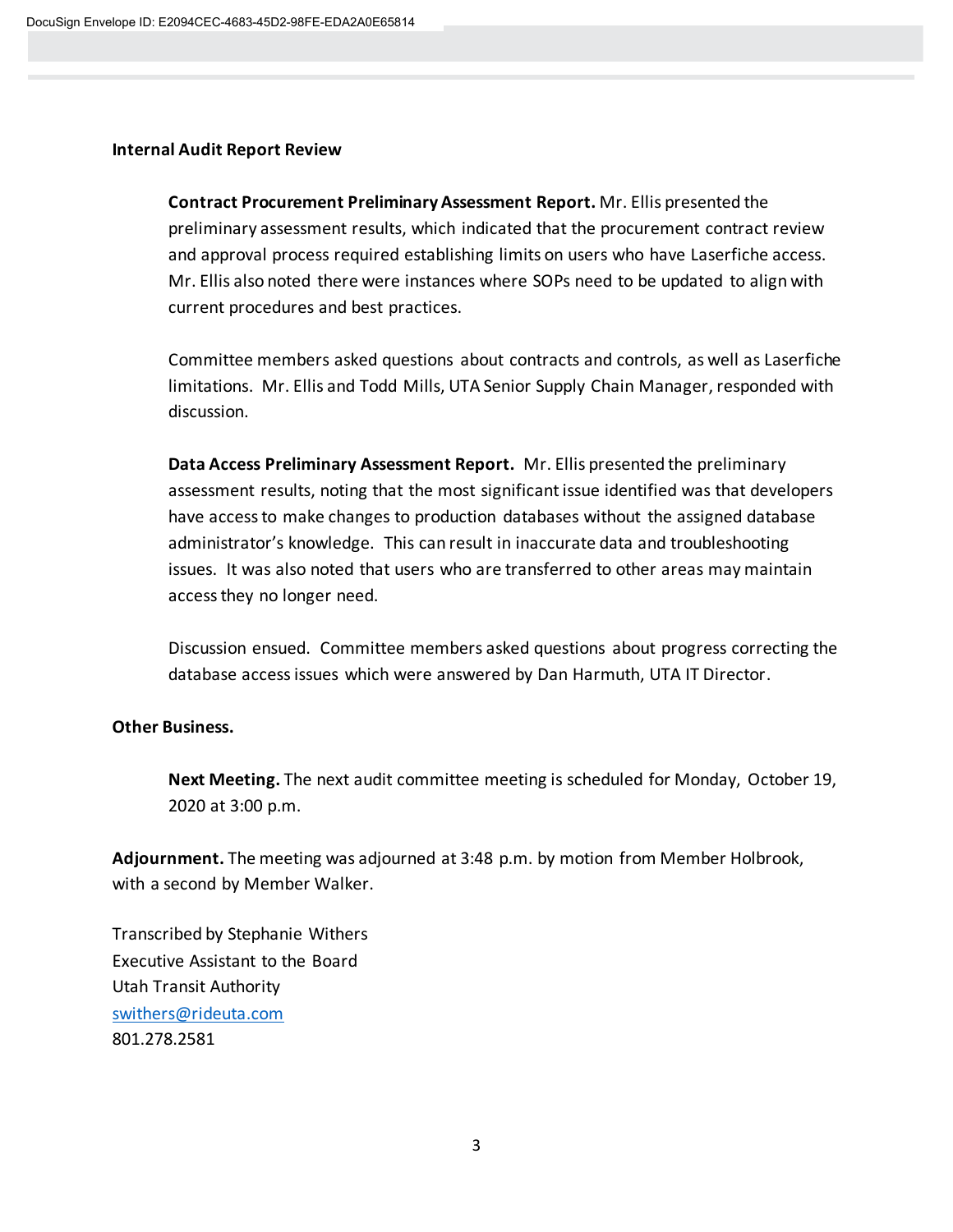**Internal Audit Report Review**

**Contract Procurement Preliminary Assessment Report.** Mr. Ellis presented the preliminary assessment results, which indicated that the procurement contract review and approval process required establishing limits on users who have Laserfiche access. Mr. Ellis also noted there were instances where SOPs need to be updated to align with current procedures and best practices.

Committee members asked questions about contracts and controls, as well as Laserfiche limitations. Mr. Ellis and Todd Mills, UTA Senior Supply Chain Manager, responded with discussion.

**Data Access Preliminary Assessment Report.** Mr. Ellis presented the preliminary assessment results, noting that the most significant issue identified was that developers have access to make changes to production databases without the assigned database administrator's knowledge. This can result in inaccurate data and troubleshooting issues. It was also noted that users who are transferred to other areas may maintain access they no longer need.

Discussion ensued. Committee members asked questions about progress correcting the database access issues which were answered by Dan Harmuth, UTA IT Director.

**Other Business.**

**Next Meeting.** The next audit committee meeting is scheduled for Monday, October 19, 2020 at 3:00 p.m.

**Adjournment.** The meeting was adjourned at 3:48 p.m. by motion from Member Holbrook, with a second by Member Walker.

Transcribed by Stephanie Withers
Executive Assistant to the Board
Utah Transit Authority
swithers@rideuta.com
801.278.2581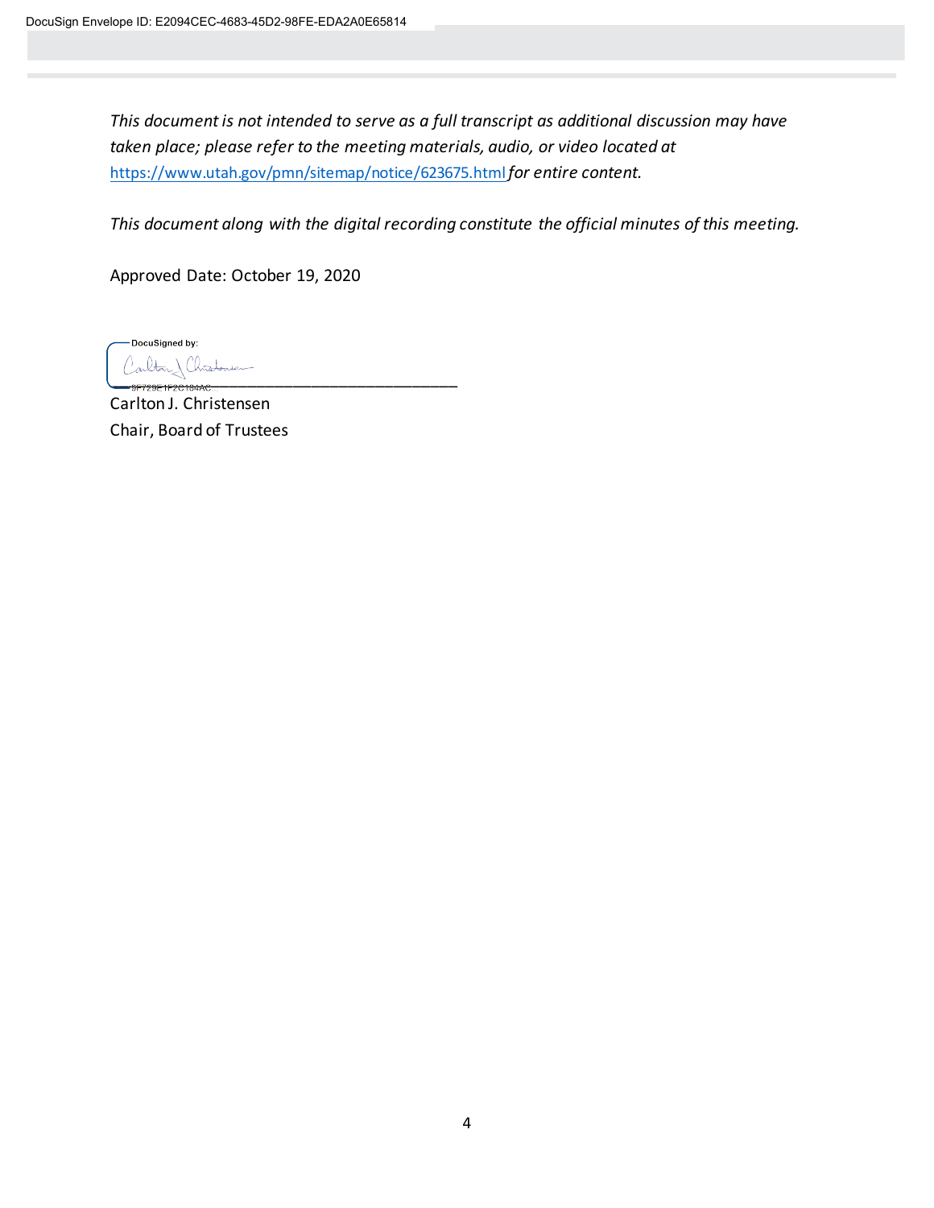*This document is not intended to serve as a full transcript as additional discussion may have taken place; please refer to the meeting materials, audio, or video located at https://www.utah.gov/pmn/sitemap/notice/623675.html for entire content.*

*This document along with the digital recording constitute the official minutes of this meeting.*

Approved Date: October 19, 2020

DocuSigned by:

_________________________________

Carlton J. Christensen
Chair, Board of Trustees